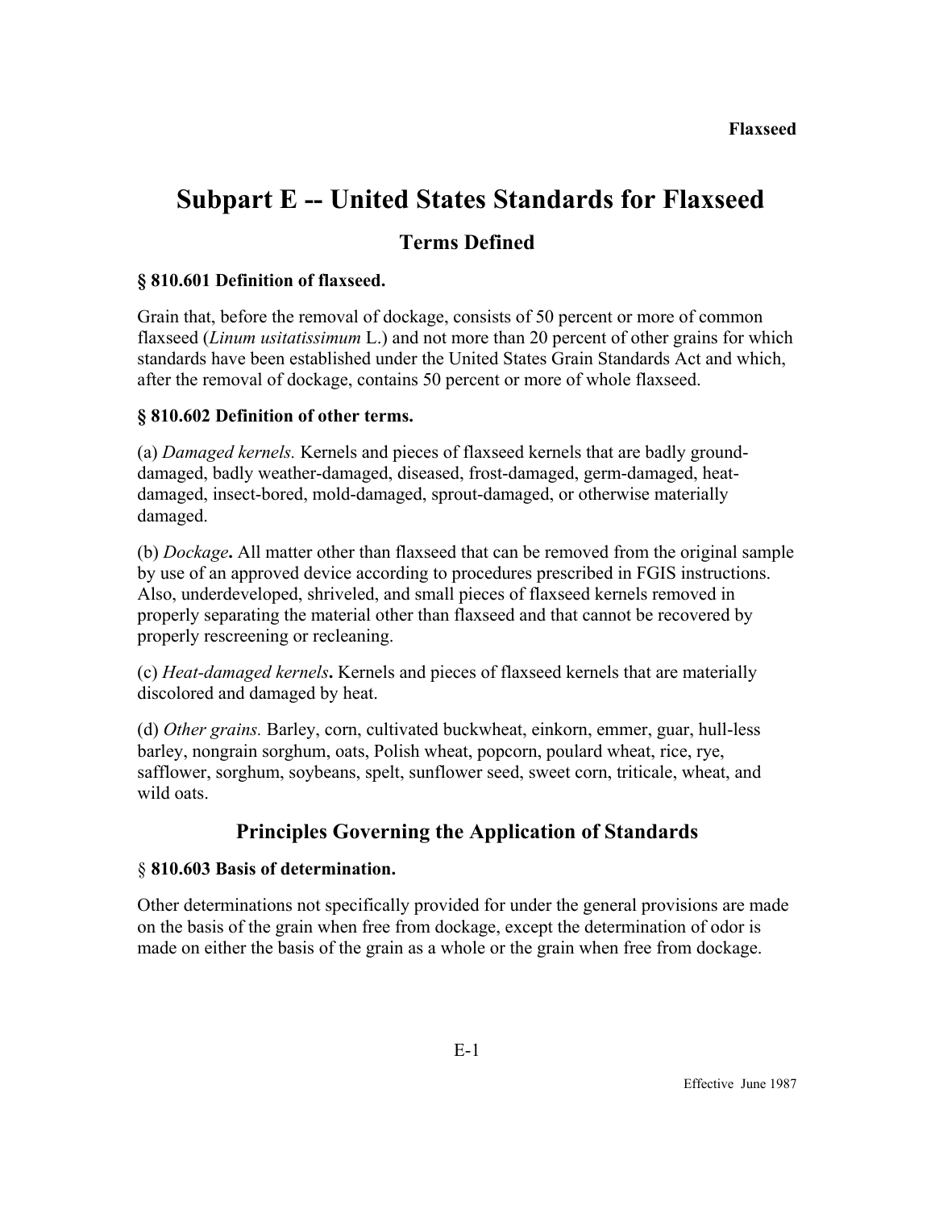# Subpart E -- United States Standards for Flaxseed

## Terms Defined

### § 810.601 Definition of flaxseed.

Grain that, before the removal of dockage, consists of 50 percent or more of common flaxseed (*Linum usitatissimum* L.) and not more than 20 percent of other grains for which standards have been established under the United States Grain Standards Act and which, after the removal of dockage, contains 50 percent or more of whole flaxseed.

### § 810.602 Definition of other terms.

(a) *Damaged kernels.* Kernels and pieces of flaxseed kernels that are badly ground-damaged, badly weather-damaged, diseased, frost-damaged, germ-damaged, heat-damaged, insect-bored, mold-damaged, sprout-damaged, or otherwise materially damaged.

(b) *Dockage***.** All matter other than flaxseed that can be removed from the original sample by use of an approved device according to procedures prescribed in FGIS instructions. Also, underdeveloped, shriveled, and small pieces of flaxseed kernels removed in properly separating the material other than flaxseed and that cannot be recovered by properly rescreening or recleaning.

(c) *Heat-damaged kernels***.** Kernels and pieces of flaxseed kernels that are materially discolored and damaged by heat.

(d) *Other grains.* Barley, corn, cultivated buckwheat, einkorn, emmer, guar, hull-less barley, nongrain sorghum, oats, Polish wheat, popcorn, poulard wheat, rice, rye, safflower, sorghum, soybeans, spelt, sunflower seed, sweet corn, triticale, wheat, and wild oats.

## Principles Governing the Application of Standards

### § 810.603 Basis of determination.

Other determinations not specifically provided for under the general provisions are made on the basis of the grain when free from dockage, except the determination of odor is made on either the basis of the grain as a whole or the grain when free from dockage.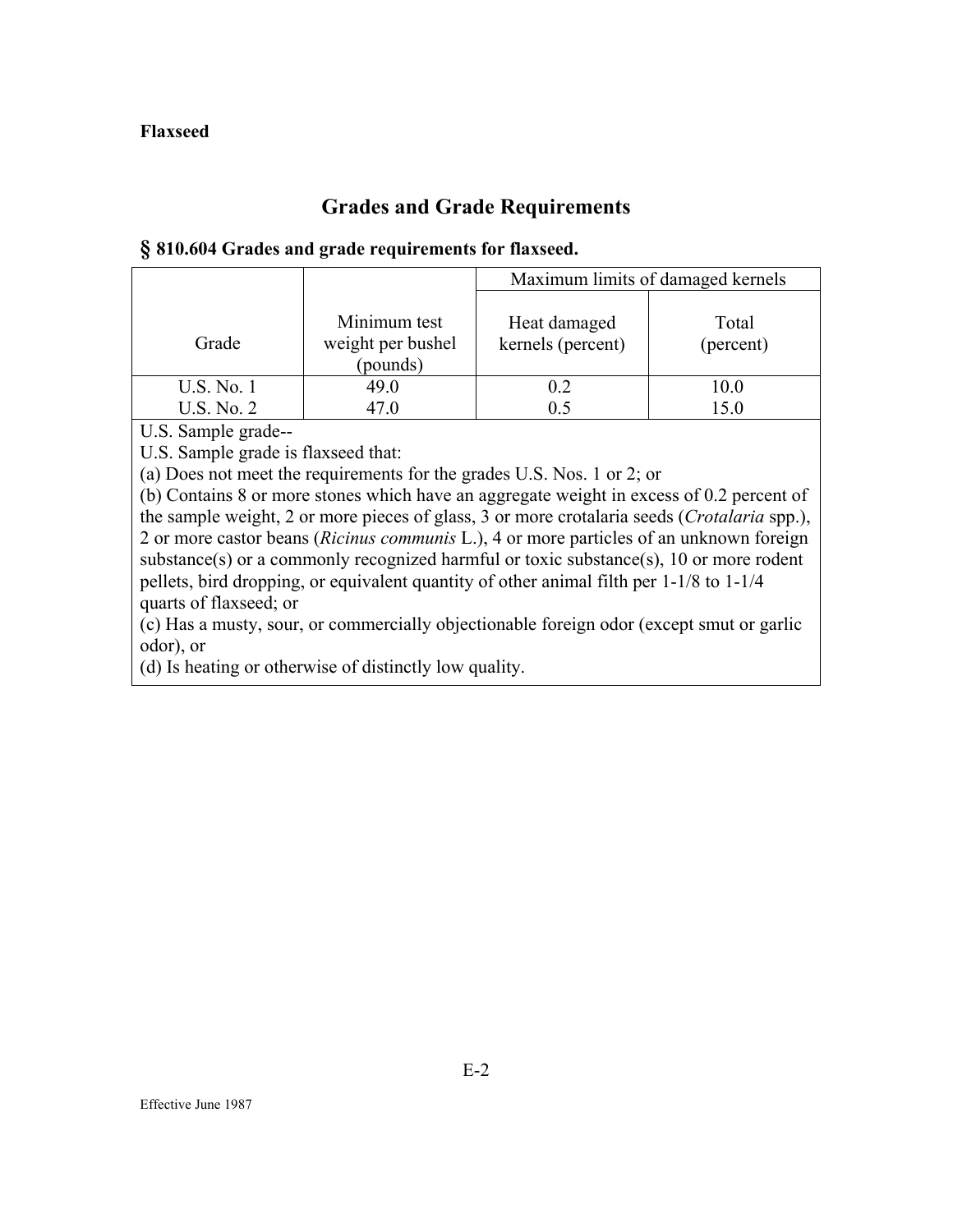**Flaxseed**

## Grades and Grade Requirements

### § 810.604 Grades and grade requirements for flaxseed.

| Grade | Minimum test weight per bushel (pounds) | Maximum limits of damaged kernels | |
|---|---|---|---|
| | | Heat damaged kernels (percent) | Total (percent) |
| U.S. No. 1 | 49.0 | 0.2 | 10.0 |
| U.S. No. 2 | 47.0 | 0.5 | 15.0 |

U.S. Sample grade--

U.S. Sample grade is flaxseed that:

(a) Does not meet the requirements for the grades U.S. Nos. 1 or 2; or

(b) Contains 8 or more stones which have an aggregate weight in excess of 0.2 percent of the sample weight, 2 or more pieces of glass, 3 or more crotalaria seeds (*Crotalaria* spp.), 2 or more castor beans (*Ricinus communis* L.), 4 or more particles of an unknown foreign substance(s) or a commonly recognized harmful or toxic substance(s), 10 or more rodent pellets, bird dropping, or equivalent quantity of other animal filth per 1-1/8 to 1-1/4 quarts of flaxseed; or

(c) Has a musty, sour, or commercially objectionable foreign odor (except smut or garlic odor), or

(d) Is heating or otherwise of distinctly low quality.

Effective June 1987